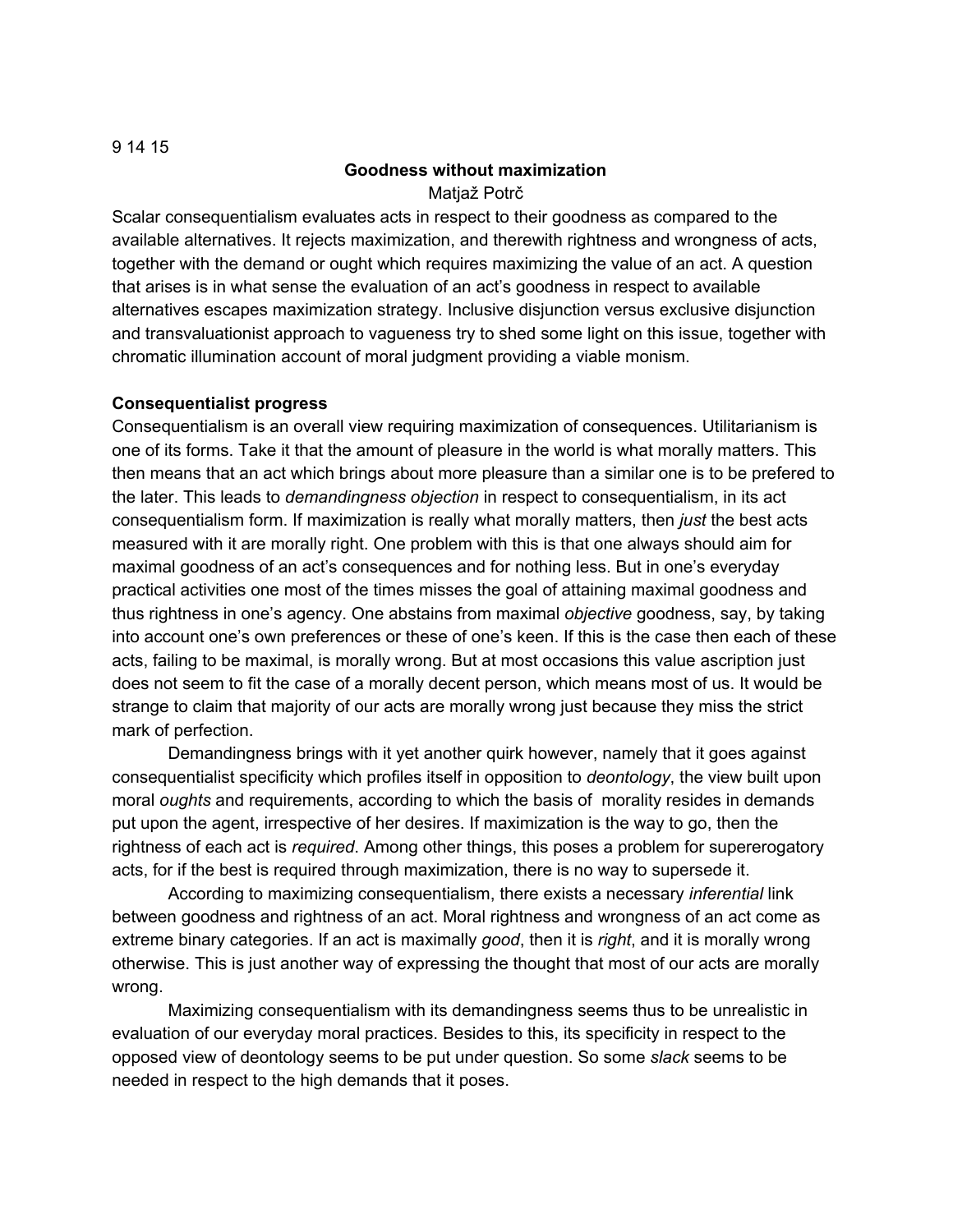9 14 15

# Goodness without maximization

Matjaž Potrč

Scalar consequentialism evaluates acts in respect to their goodness as compared to the available alternatives. It rejects maximization, and therewith rightness and wrongness of acts, together with the demand or ought which requires maximizing the value of an act. A question that arises is in what sense the evaluation of an act's goodness in respect to available alternatives escapes maximization strategy. Inclusive disjunction versus exclusive disjunction and transvaluationist approach to vagueness try to shed some light on this issue, together with chromatic illumination account of moral judgment providing a viable monism.

## Consequentialist progress

Consequentialism is an overall view requiring maximization of consequences. Utilitarianism is one of its forms. Take it that the amount of pleasure in the world is what morally matters. This then means that an act which brings about more pleasure than a similar one is to be prefered to the later. This leads to *demandingness objection* in respect to consequentialism, in its act consequentialism form. If maximization is really what morally matters, then *just* the best acts measured with it are morally right. One problem with this is that one always should aim for maximal goodness of an act's consequences and for nothing less. But in one's everyday practical activities one most of the times misses the goal of attaining maximal goodness and thus rightness in one's agency. One abstains from maximal *objective* goodness, say, by taking into account one's own preferences or these of one's keen. If this is the case then each of these acts, failing to be maximal, is morally wrong. But at most occasions this value ascription just does not seem to fit the case of a morally decent person, which means most of us. It would be strange to claim that majority of our acts are morally wrong just because they miss the strict mark of perfection.

Demandingness brings with it yet another quirk however, namely that it goes against consequentialist specificity which profiles itself in opposition to *deontology*, the view built upon moral *oughts* and requirements, according to which the basis of morality resides in demands put upon the agent, irrespective of her desires. If maximization is the way to go, then the rightness of each act is *required*. Among other things, this poses a problem for supererogatory acts, for if the best is required through maximization, there is no way to supersede it.

According to maximizing consequentialism, there exists a necessary *inferential* link between goodness and rightness of an act. Moral rightness and wrongness of an act come as extreme binary categories. If an act is maximally *good*, then it is *right*, and it is morally wrong otherwise. This is just another way of expressing the thought that most of our acts are morally wrong.

Maximizing consequentialism with its demandingness seems thus to be unrealistic in evaluation of our everyday moral practices. Besides to this, its specificity in respect to the opposed view of deontology seems to be put under question. So some *slack* seems to be needed in respect to the high demands that it poses.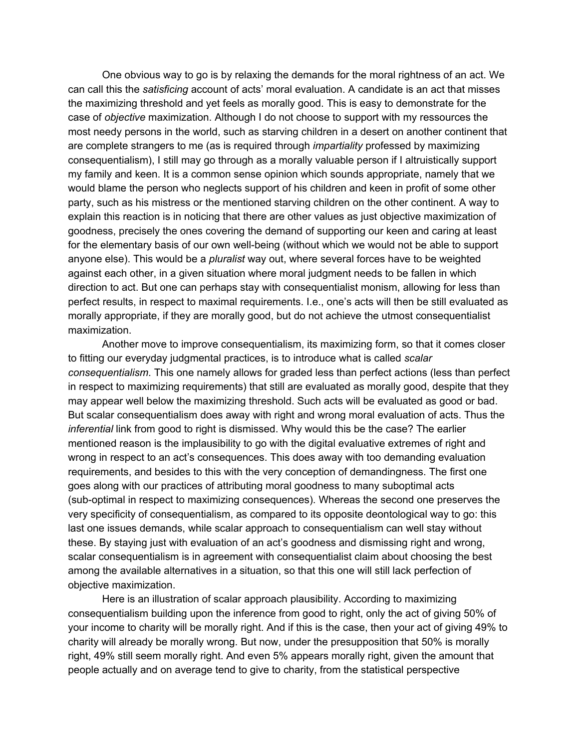One obvious way to go is by relaxing the demands for the moral rightness of an act. We can call this the *satisficing* account of acts' moral evaluation. A candidate is an act that misses the maximizing threshold and yet feels as morally good. This is easy to demonstrate for the case of *objective* maximization. Although I do not choose to support with my ressources the most needy persons in the world, such as starving children in a desert on another continent that are complete strangers to me (as is required through *impartiality* professed by maximizing consequentialism), I still may go through as a morally valuable person if I altruistically support my family and keen. It is a common sense opinion which sounds appropriate, namely that we would blame the person who neglects support of his children and keen in profit of some other party, such as his mistress or the mentioned starving children on the other continent. A way to explain this reaction is in noticing that there are other values as just objective maximization of goodness, precisely the ones covering the demand of supporting our keen and caring at least for the elementary basis of our own well-being (without which we would not be able to support anyone else). This would be a *pluralist* way out, where several forces have to be weighted against each other, in a given situation where moral judgment needs to be fallen in which direction to act. But one can perhaps stay with consequentialist monism, allowing for less than perfect results, in respect to maximal requirements. I.e., one's acts will then be still evaluated as morally appropriate, if they are morally good, but do not achieve the utmost consequentialist maximization.

Another move to improve consequentialism, its maximizing form, so that it comes closer to fitting our everyday judgmental practices, is to introduce what is called *scalar consequentialism*. This one namely allows for graded less than perfect actions (less than perfect in respect to maximizing requirements) that still are evaluated as morally good, despite that they may appear well below the maximizing threshold. Such acts will be evaluated as good or bad. But scalar consequentialism does away with right and wrong moral evaluation of acts. Thus the *inferential* link from good to right is dismissed. Why would this be the case? The earlier mentioned reason is the implausibility to go with the digital evaluative extremes of right and wrong in respect to an act's consequences. This does away with too demanding evaluation requirements, and besides to this with the very conception of demandingness. The first one goes along with our practices of attributing moral goodness to many suboptimal acts (sub-optimal in respect to maximizing consequences). Whereas the second one preserves the very specificity of consequentialism, as compared to its opposite deontological way to go: this last one issues demands, while scalar approach to consequentialism can well stay without these. By staying just with evaluation of an act's goodness and dismissing right and wrong, scalar consequentialism is in agreement with consequentialist claim about choosing the best among the available alternatives in a situation, so that this one will still lack perfection of objective maximization.

Here is an illustration of scalar approach plausibility. According to maximizing consequentialism building upon the inference from good to right, only the act of giving 50% of your income to charity will be morally right. And if this is the case, then your act of giving 49% to charity will already be morally wrong. But now, under the presupposition that 50% is morally right, 49% still seem morally right. And even 5% appears morally right, given the amount that people actually and on average tend to give to charity, from the statistical perspective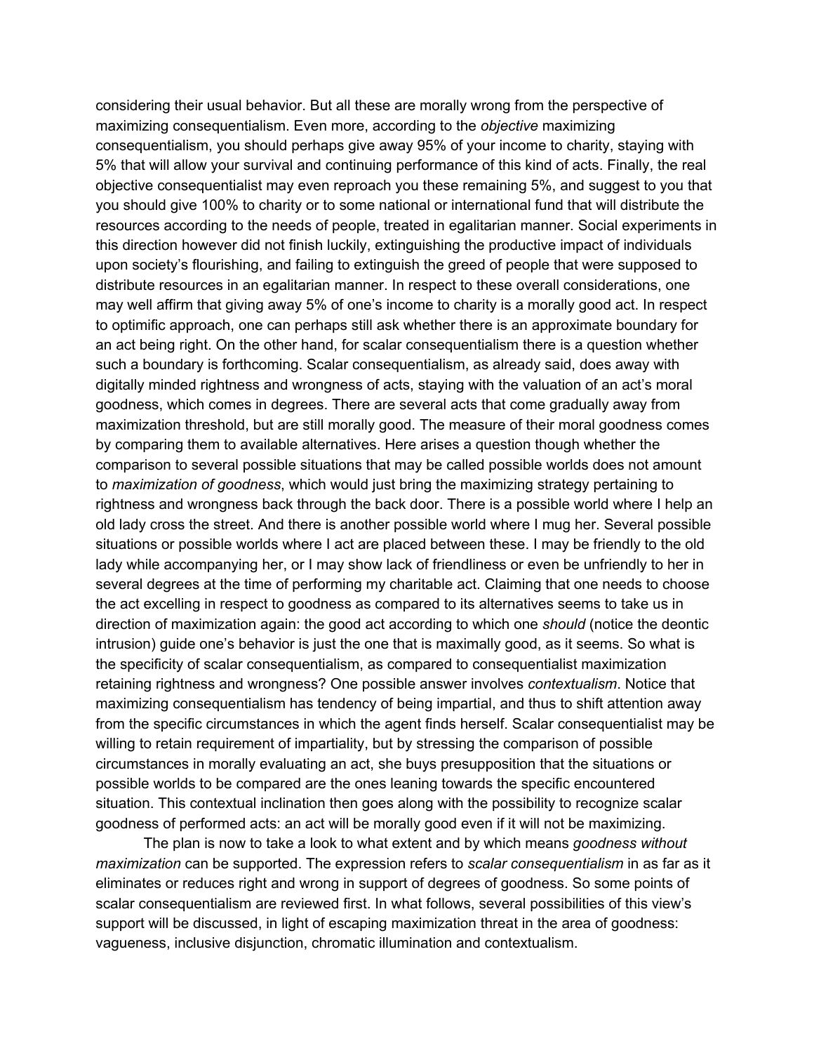considering their usual behavior. But all these are morally wrong from the perspective of maximizing consequentialism. Even more, according to the *objective* maximizing consequentialism, you should perhaps give away 95% of your income to charity, staying with 5% that will allow your survival and continuing performance of this kind of acts. Finally, the real objective consequentialist may even reproach you these remaining 5%, and suggest to you that you should give 100% to charity or to some national or international fund that will distribute the resources according to the needs of people, treated in egalitarian manner. Social experiments in this direction however did not finish luckily, extinguishing the productive impact of individuals upon society's flourishing, and failing to extinguish the greed of people that were supposed to distribute resources in an egalitarian manner. In respect to these overall considerations, one may well affirm that giving away 5% of one's income to charity is a morally good act. In respect to optimific approach, one can perhaps still ask whether there is an approximate boundary for an act being right. On the other hand, for scalar consequentialism there is a question whether such a boundary is forthcoming. Scalar consequentialism, as already said, does away with digitally minded rightness and wrongness of acts, staying with the valuation of an act's moral goodness, which comes in degrees. There are several acts that come gradually away from maximization threshold, but are still morally good. The measure of their moral goodness comes by comparing them to available alternatives. Here arises a question though whether the comparison to several possible situations that may be called possible worlds does not amount to *maximization of goodness*, which would just bring the maximizing strategy pertaining to rightness and wrongness back through the back door. There is a possible world where I help an old lady cross the street. And there is another possible world where I mug her. Several possible situations or possible worlds where I act are placed between these. I may be friendly to the old lady while accompanying her, or I may show lack of friendliness or even be unfriendly to her in several degrees at the time of performing my charitable act. Claiming that one needs to choose the act excelling in respect to goodness as compared to its alternatives seems to take us in direction of maximization again: the good act according to which one *should* (notice the deontic intrusion) guide one's behavior is just the one that is maximally good, as it seems. So what is the specificity of scalar consequentialism, as compared to consequentialist maximization retaining rightness and wrongness? One possible answer involves *contextualism*. Notice that maximizing consequentialism has tendency of being impartial, and thus to shift attention away from the specific circumstances in which the agent finds herself. Scalar consequentialist may be willing to retain requirement of impartiality, but by stressing the comparison of possible circumstances in morally evaluating an act, she buys presupposition that the situations or possible worlds to be compared are the ones leaning towards the specific encountered situation. This contextual inclination then goes along with the possibility to recognize scalar goodness of performed acts: an act will be morally good even if it will not be maximizing.

The plan is now to take a look to what extent and by which means *goodness without maximization* can be supported. The expression refers to *scalar consequentialism* in as far as it eliminates or reduces right and wrong in support of degrees of goodness. So some points of scalar consequentialism are reviewed first. In what follows, several possibilities of this view's support will be discussed, in light of escaping maximization threat in the area of goodness: vagueness, inclusive disjunction, chromatic illumination and contextualism.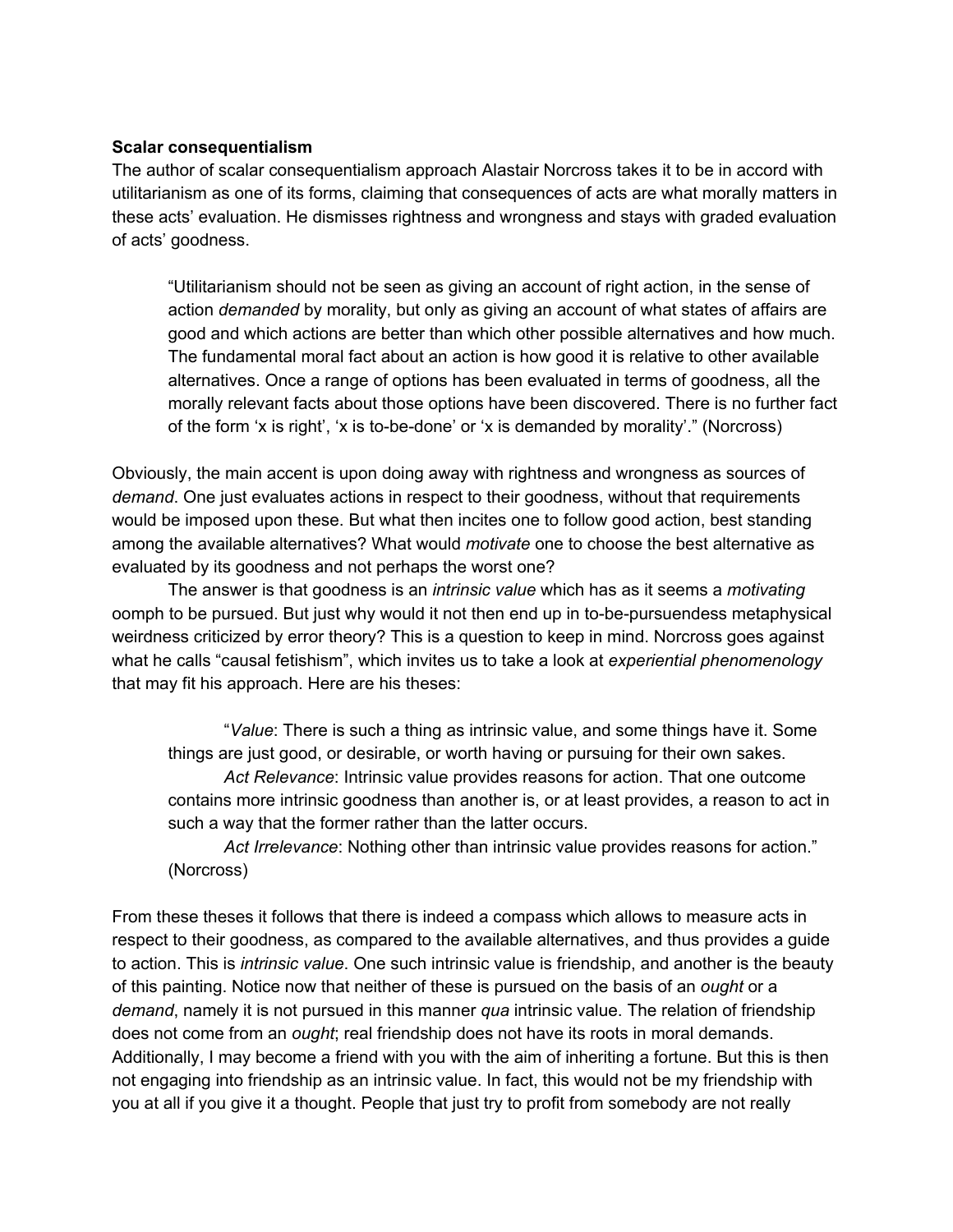**Scalar consequentialism**

The author of scalar consequentialism approach Alastair Norcross takes it to be in accord with utilitarianism as one of its forms, claiming that consequences of acts are what morally matters in these acts' evaluation. He dismisses rightness and wrongness and stays with graded evaluation of acts' goodness.

> "Utilitarianism should not be seen as giving an account of right action, in the sense of action *demanded* by morality, but only as giving an account of what states of affairs are good and which actions are better than which other possible alternatives and how much. The fundamental moral fact about an action is how good it is relative to other available alternatives. Once a range of options has been evaluated in terms of goodness, all the morally relevant facts about those options have been discovered. There is no further fact of the form 'x is right', 'x is to-be-done' or 'x is demanded by morality'." (Norcross)

Obviously, the main accent is upon doing away with rightness and wrongness as sources of *demand*. One just evaluates actions in respect to their goodness, without that requirements would be imposed upon these. But what then incites one to follow good action, best standing among the available alternatives? What would *motivate* one to choose the best alternative as evaluated by its goodness and not perhaps the worst one?

The answer is that goodness is an *intrinsic value* which has as it seems a *motivating* oomph to be pursued. But just why would it not then end up in to-be-pursuedness metaphysical weirdness criticized by error theory? This is a question to keep in mind. Norcross goes against what he calls "causal fetishism", which invites us to take a look at *experiential phenomenology* that may fit his approach. Here are his theses:

> "*Value*: There is such a thing as intrinsic value, and some things have it. Some things are just good, or desirable, or worth having or pursuing for their own sakes.
>
> *Act Relevance*: Intrinsic value provides reasons for action. That one outcome contains more intrinsic goodness than another is, or at least provides, a reason to act in such a way that the former rather than the latter occurs.
>
> *Act Irrelevance*: Nothing other than intrinsic value provides reasons for action." (Norcross)

From these theses it follows that there is indeed a compass which allows to measure acts in respect to their goodness, as compared to the available alternatives, and thus provides a guide to action. This is *intrinsic value*. One such intrinsic value is friendship, and another is the beauty of this painting. Notice now that neither of these is pursued on the basis of an *ought* or a *demand*, namely it is not pursued in this manner *qua* intrinsic value. The relation of friendship does not come from an *ought*; real friendship does not have its roots in moral demands. Additionally, I may become a friend with you with the aim of inheriting a fortune. But this is then not engaging into friendship as an intrinsic value. In fact, this would not be my friendship with you at all if you give it a thought. People that just try to profit from somebody are not really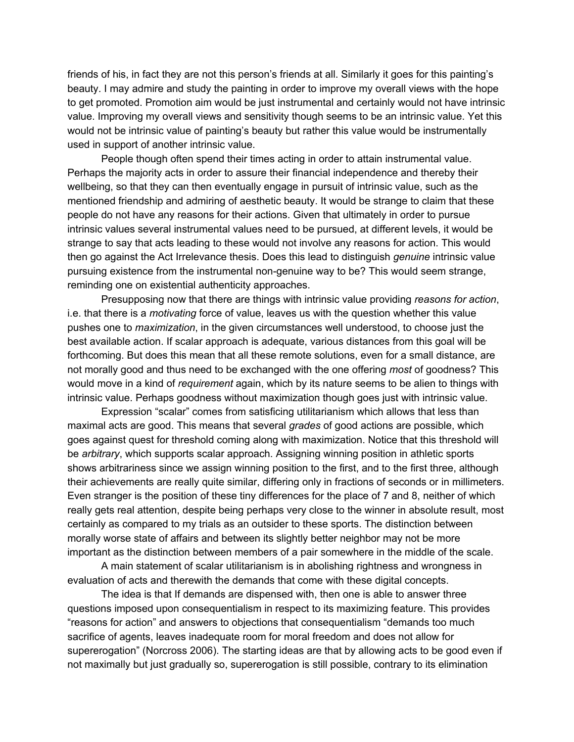friends of his, in fact they are not this person's friends at all. Similarly it goes for this painting's beauty. I may admire and study the painting in order to improve my overall views with the hope to get promoted. Promotion aim would be just instrumental and certainly would not have intrinsic value. Improving my overall views and sensitivity though seems to be an intrinsic value. Yet this would not be intrinsic value of painting's beauty but rather this value would be instrumentally used in support of another intrinsic value.

People though often spend their times acting in order to attain instrumental value. Perhaps the majority acts in order to assure their financial independence and thereby their wellbeing, so that they can then eventually engage in pursuit of intrinsic value, such as the mentioned friendship and admiring of aesthetic beauty. It would be strange to claim that these people do not have any reasons for their actions. Given that ultimately in order to pursue intrinsic values several instrumental values need to be pursued, at different levels, it would be strange to say that acts leading to these would not involve any reasons for action. This would then go against the Act Irrelevance thesis. Does this lead to distinguish *genuine* intrinsic value pursuing existence from the instrumental non-genuine way to be? This would seem strange, reminding one on existential authenticity approaches.

Presupposing now that there are things with intrinsic value providing *reasons for action*, i.e. that there is a *motivating* force of value, leaves us with the question whether this value pushes one to *maximization*, in the given circumstances well understood, to choose just the best available action. If scalar approach is adequate, various distances from this goal will be forthcoming. But does this mean that all these remote solutions, even for a small distance, are not morally good and thus need to be exchanged with the one offering *most* of goodness? This would move in a kind of *requirement* again, which by its nature seems to be alien to things with intrinsic value. Perhaps goodness without maximization though goes just with intrinsic value.

Expression "scalar" comes from satisficing utilitarianism which allows that less than maximal acts are good. This means that several *grades* of good actions are possible, which goes against quest for threshold coming along with maximization. Notice that this threshold will be *arbitrary*, which supports scalar approach. Assigning winning position in athletic sports shows arbitrariness since we assign winning position to the first, and to the first three, although their achievements are really quite similar, differing only in fractions of seconds or in millimeters. Even stranger is the position of these tiny differences for the place of 7 and 8, neither of which really gets real attention, despite being perhaps very close to the winner in absolute result, most certainly as compared to my trials as an outsider to these sports. The distinction between morally worse state of affairs and between its slightly better neighbor may not be more important as the distinction between members of a pair somewhere in the middle of the scale.

A main statement of scalar utilitarianism is in abolishing rightness and wrongness in evaluation of acts and therewith the demands that come with these digital concepts.

The idea is that If demands are dispensed with, then one is able to answer three questions imposed upon consequentialism in respect to its maximizing feature. This provides "reasons for action" and answers to objections that consequentialism "demands too much sacrifice of agents, leaves inadequate room for moral freedom and does not allow for supererogation" (Norcross 2006). The starting ideas are that by allowing acts to be good even if not maximally but just gradually so, supererogation is still possible, contrary to its elimination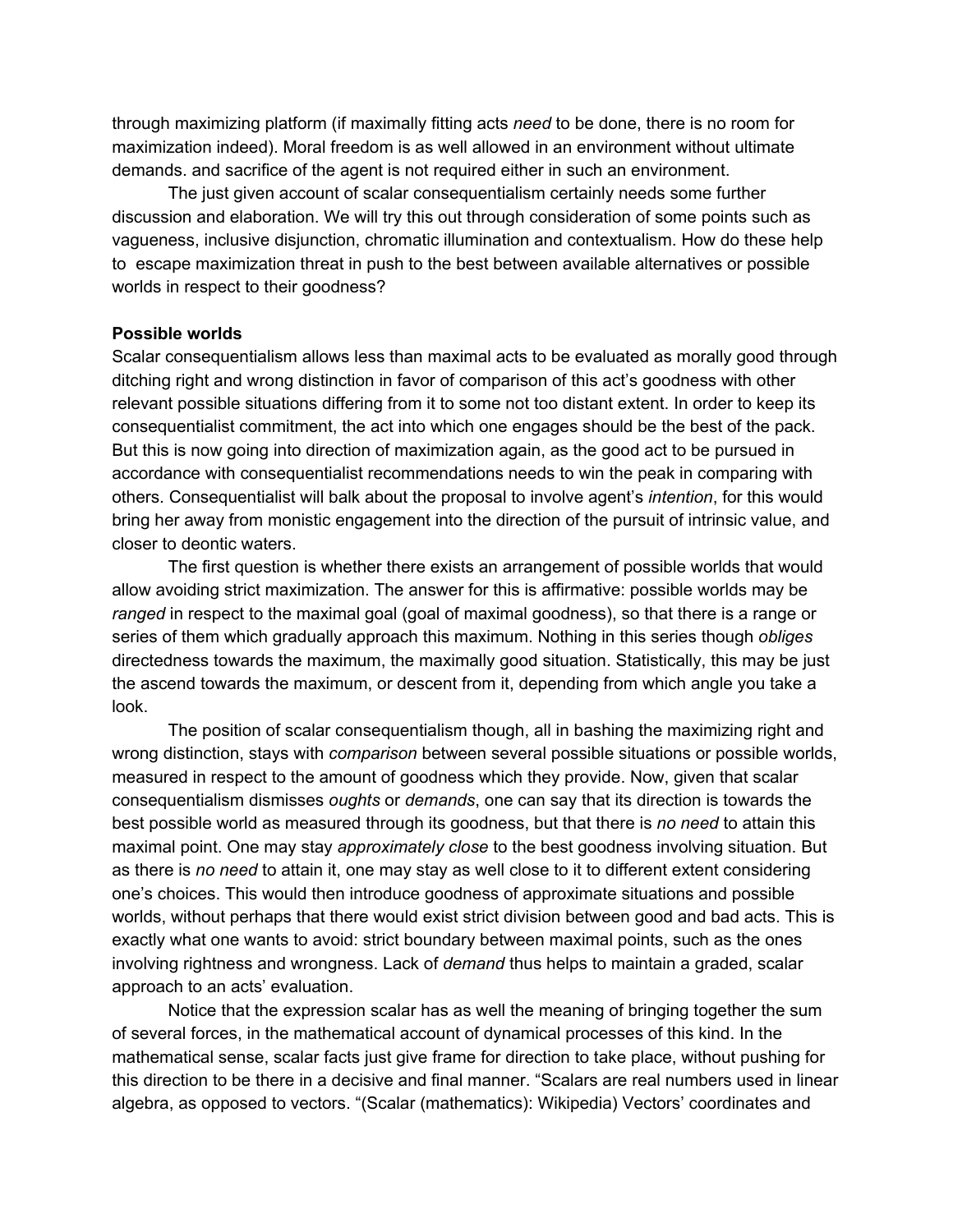through maximizing platform (if maximally fitting acts *need* to be done, there is no room for maximization indeed). Moral freedom is as well allowed in an environment without ultimate demands. and sacrifice of the agent is not required either in such an environment.

The just given account of scalar consequentialism certainly needs some further discussion and elaboration. We will try this out through consideration of some points such as vagueness, inclusive disjunction, chromatic illumination and contextualism. How do these help to escape maximization threat in push to the best between available alternatives or possible worlds in respect to their goodness?

**Possible worlds**

Scalar consequentialism allows less than maximal acts to be evaluated as morally good through ditching right and wrong distinction in favor of comparison of this act's goodness with other relevant possible situations differing from it to some not too distant extent. In order to keep its consequentialist commitment, the act into which one engages should be the best of the pack. But this is now going into direction of maximization again, as the good act to be pursued in accordance with consequentialist recommendations needs to win the peak in comparing with others. Consequentialist will balk about the proposal to involve agent's *intention*, for this would bring her away from monistic engagement into the direction of the pursuit of intrinsic value, and closer to deontic waters.

The first question is whether there exists an arrangement of possible worlds that would allow avoiding strict maximization. The answer for this is affirmative: possible worlds may be *ranged* in respect to the maximal goal (goal of maximal goodness), so that there is a range or series of them which gradually approach this maximum. Nothing in this series though *obliges* directedness towards the maximum, the maximally good situation. Statistically, this may be just the ascend towards the maximum, or descent from it, depending from which angle you take a look.

The position of scalar consequentialism though, all in bashing the maximizing right and wrong distinction, stays with *comparison* between several possible situations or possible worlds, measured in respect to the amount of goodness which they provide. Now, given that scalar consequentialism dismisses *oughts* or *demands*, one can say that its direction is towards the best possible world as measured through its goodness, but that there is *no need* to attain this maximal point. One may stay *approximately close* to the best goodness involving situation. But as there is *no need* to attain it, one may stay as well close to it to different extent considering one's choices. This would then introduce goodness of approximate situations and possible worlds, without perhaps that there would exist strict division between good and bad acts. This is exactly what one wants to avoid: strict boundary between maximal points, such as the ones involving rightness and wrongness. Lack of *demand* thus helps to maintain a graded, scalar approach to an acts' evaluation.

Notice that the expression scalar has as well the meaning of bringing together the sum of several forces, in the mathematical account of dynamical processes of this kind. In the mathematical sense, scalar facts just give frame for direction to take place, without pushing for this direction to be there in a decisive and final manner. "Scalars are real numbers used in linear algebra, as opposed to vectors. "(Scalar (mathematics): Wikipedia) Vectors' coordinates and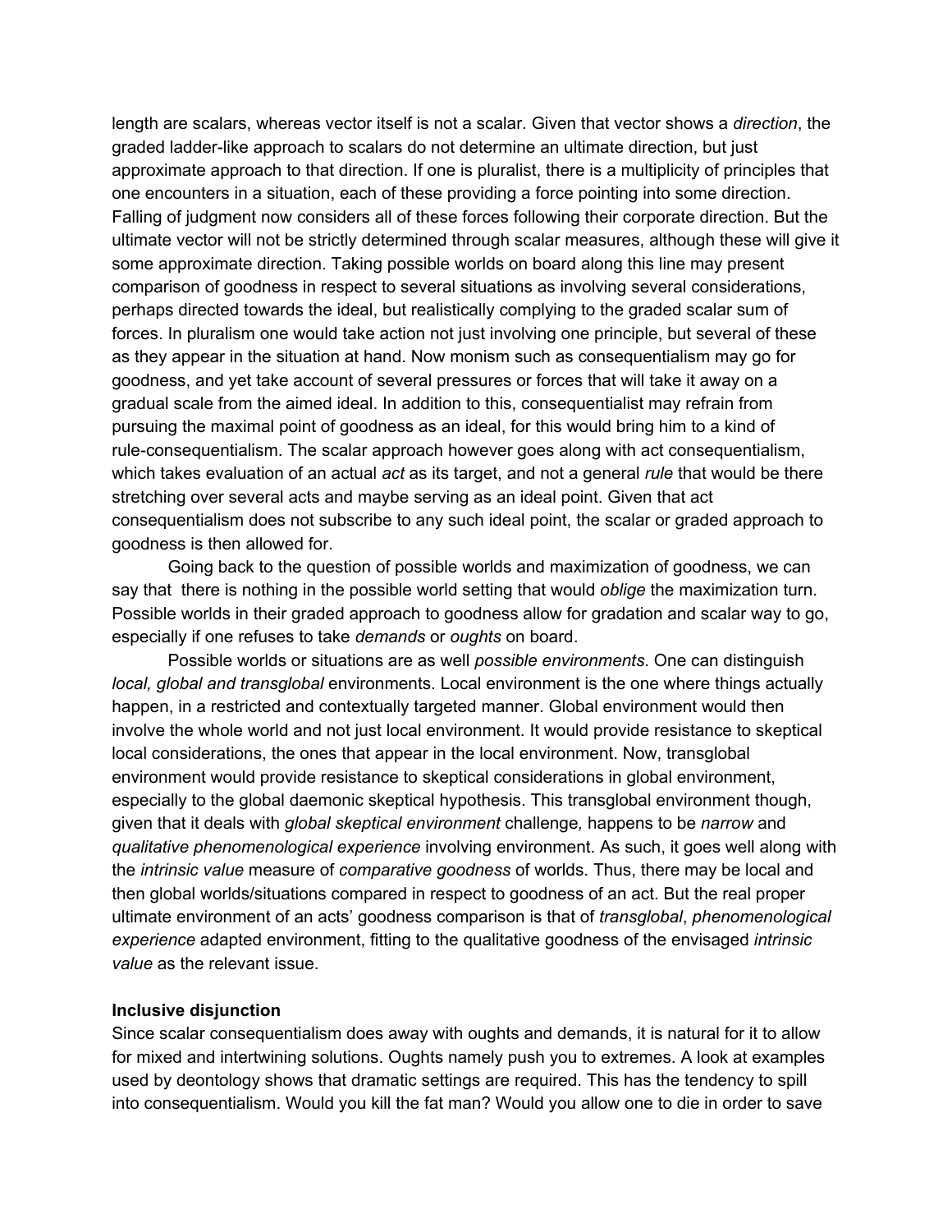length are scalars, whereas vector itself is not a scalar. Given that vector shows a *direction*, the graded ladder-like approach to scalars do not determine an ultimate direction, but just approximate approach to that direction. If one is pluralist, there is a multiplicity of principles that one encounters in a situation, each of these providing a force pointing into some direction. Falling of judgment now considers all of these forces following their corporate direction. But the ultimate vector will not be strictly determined through scalar measures, although these will give it some approximate direction. Taking possible worlds on board along this line may present comparison of goodness in respect to several situations as involving several considerations, perhaps directed towards the ideal, but realistically complying to the graded scalar sum of forces. In pluralism one would take action not just involving one principle, but several of these as they appear in the situation at hand. Now monism such as consequentialism may go for goodness, and yet take account of several pressures or forces that will take it away on a gradual scale from the aimed ideal. In addition to this, consequentialist may refrain from pursuing the maximal point of goodness as an ideal, for this would bring him to a kind of rule-consequentialism. The scalar approach however goes along with act consequentialism, which takes evaluation of an actual *act* as its target, and not a general *rule* that would be there stretching over several acts and maybe serving as an ideal point. Given that act consequentialism does not subscribe to any such ideal point, the scalar or graded approach to goodness is then allowed for.

Going back to the question of possible worlds and maximization of goodness, we can say that there is nothing in the possible world setting that would *oblige* the maximization turn. Possible worlds in their graded approach to goodness allow for gradation and scalar way to go, especially if one refuses to take *demands* or *oughts* on board.

Possible worlds or situations are as well *possible environments*. One can distinguish *local, global and transglobal* environments. Local environment is the one where things actually happen, in a restricted and contextually targeted manner. Global environment would then involve the whole world and not just local environment. It would provide resistance to skeptical local considerations, the ones that appear in the local environment. Now, transglobal environment would provide resistance to skeptical considerations in global environment, especially to the global daemonic skeptical hypothesis. This transglobal environment though, given that it deals with *global skeptical environment* challenge*,* happens to be *narrow* and *qualitative phenomenological experience* involving environment. As such, it goes well along with the *intrinsic value* measure of *comparative goodness* of worlds. Thus, there may be local and then global worlds/situations compared in respect to goodness of an act. But the real proper ultimate environment of an acts' goodness comparison is that of *transglobal*, *phenomenological experience* adapted environment, fitting to the qualitative goodness of the envisaged *intrinsic value* as the relevant issue.

**Inclusive disjunction**

Since scalar consequentialism does away with oughts and demands, it is natural for it to allow for mixed and intertwining solutions. Oughts namely push you to extremes. A look at examples used by deontology shows that dramatic settings are required. This has the tendency to spill into consequentialism. Would you kill the fat man? Would you allow one to die in order to save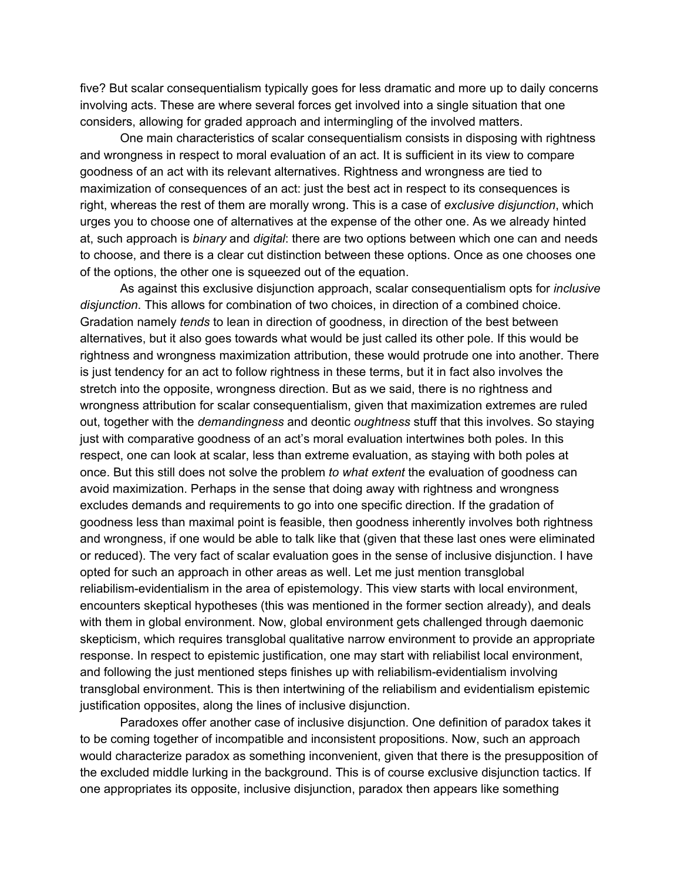five? But scalar consequentialism typically goes for less dramatic and more up to daily concerns involving acts. These are where several forces get involved into a single situation that one considers, allowing for graded approach and intermingling of the involved matters.

One main characteristics of scalar consequentialism consists in disposing with rightness and wrongness in respect to moral evaluation of an act. It is sufficient in its view to compare goodness of an act with its relevant alternatives. Rightness and wrongness are tied to maximization of consequences of an act: just the best act in respect to its consequences is right, whereas the rest of them are morally wrong. This is a case of *exclusive disjunction*, which urges you to choose one of alternatives at the expense of the other one. As we already hinted at, such approach is *binary* and *digital*: there are two options between which one can and needs to choose, and there is a clear cut distinction between these options. Once as one chooses one of the options, the other one is squeezed out of the equation.

As against this exclusive disjunction approach, scalar consequentialism opts for *inclusive disjunction*. This allows for combination of two choices, in direction of a combined choice. Gradation namely *tends* to lean in direction of goodness, in direction of the best between alternatives, but it also goes towards what would be just called its other pole. If this would be rightness and wrongness maximization attribution, these would protrude one into another. There is just tendency for an act to follow rightness in these terms, but it in fact also involves the stretch into the opposite, wrongness direction. But as we said, there is no rightness and wrongness attribution for scalar consequentialism, given that maximization extremes are ruled out, together with the *demandingness* and deontic *oughtness* stuff that this involves. So staying just with comparative goodness of an act's moral evaluation intertwines both poles. In this respect, one can look at scalar, less than extreme evaluation, as staying with both poles at once. But this still does not solve the problem *to what extent* the evaluation of goodness can avoid maximization. Perhaps in the sense that doing away with rightness and wrongness excludes demands and requirements to go into one specific direction. If the gradation of goodness less than maximal point is feasible, then goodness inherently involves both rightness and wrongness, if one would be able to talk like that (given that these last ones were eliminated or reduced). The very fact of scalar evaluation goes in the sense of inclusive disjunction. I have opted for such an approach in other areas as well. Let me just mention transglobal reliabilism-evidentialism in the area of epistemology. This view starts with local environment, encounters skeptical hypotheses (this was mentioned in the former section already), and deals with them in global environment. Now, global environment gets challenged through daemonic skepticism, which requires transglobal qualitative narrow environment to provide an appropriate response. In respect to epistemic justification, one may start with reliabilist local environment, and following the just mentioned steps finishes up with reliabilism-evidentialism involving transglobal environment. This is then intertwining of the reliabilism and evidentialism epistemic justification opposites, along the lines of inclusive disjunction.

Paradoxes offer another case of inclusive disjunction. One definition of paradox takes it to be coming together of incompatible and inconsistent propositions. Now, such an approach would characterize paradox as something inconvenient, given that there is the presupposition of the excluded middle lurking in the background. This is of course exclusive disjunction tactics. If one appropriates its opposite, inclusive disjunction, paradox then appears like something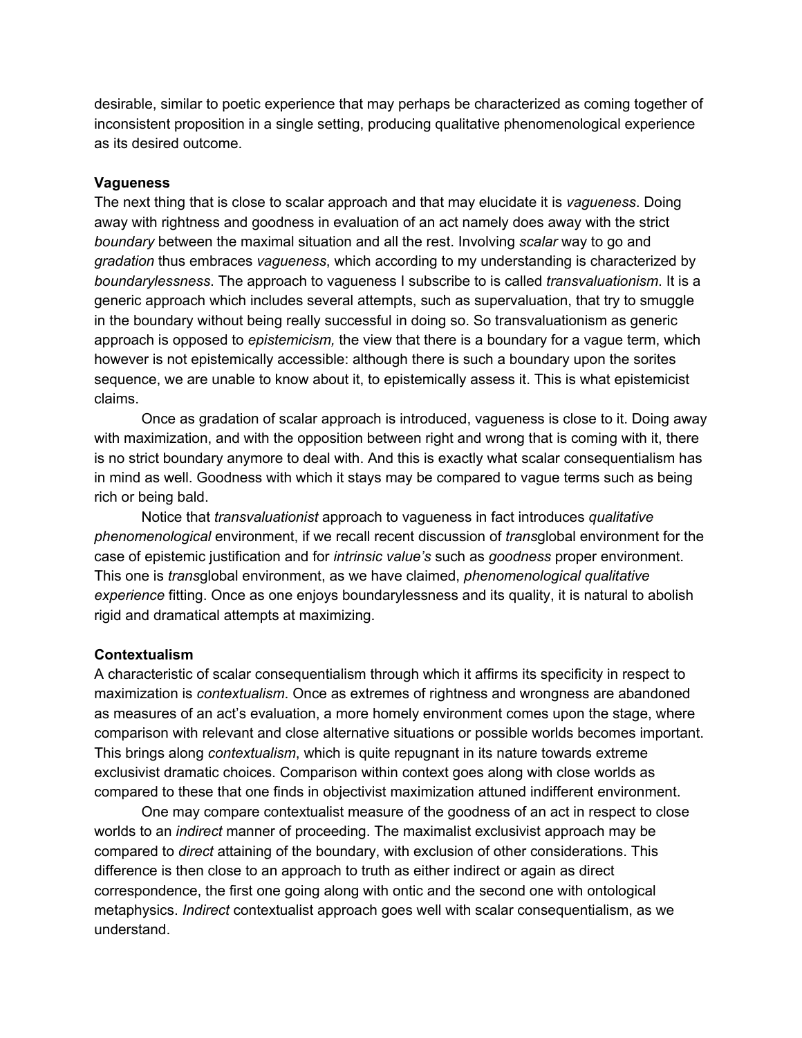desirable, similar to poetic experience that may perhaps be characterized as coming together of inconsistent proposition in a single setting, producing qualitative phenomenological experience as its desired outcome.

**Vagueness**

The next thing that is close to scalar approach and that may elucidate it is *vagueness*. Doing away with rightness and goodness in evaluation of an act namely does away with the strict *boundary* between the maximal situation and all the rest. Involving *scalar* way to go and *gradation* thus embraces *vagueness*, which according to my understanding is characterized by *boundarylessness*. The approach to vagueness I subscribe to is called *transvaluationism*. It is a generic approach which includes several attempts, such as supervaluation, that try to smuggle in the boundary without being really successful in doing so. So transvaluationism as generic approach is opposed to *epistemicism,* the view that there is a boundary for a vague term, which however is not epistemically accessible: although there is such a boundary upon the sorites sequence, we are unable to know about it, to epistemically assess it. This is what epistemicist claims.

Once as gradation of scalar approach is introduced, vagueness is close to it. Doing away with maximization, and with the opposition between right and wrong that is coming with it, there is no strict boundary anymore to deal with. And this is exactly what scalar consequentialism has in mind as well. Goodness with which it stays may be compared to vague terms such as being rich or being bald.

Notice that *transvaluationist* approach to vagueness in fact introduces *qualitative phenomenological* environment, if we recall recent discussion of *trans*global environment for the case of epistemic justification and for *intrinsic value's* such as *goodness* proper environment. This one is *trans*global environment, as we have claimed, *phenomenological qualitative experience* fitting. Once as one enjoys boundarylessness and its quality, it is natural to abolish rigid and dramatical attempts at maximizing.

**Contextualism**

A characteristic of scalar consequentialism through which it affirms its specificity in respect to maximization is *contextualism*. Once as extremes of rightness and wrongness are abandoned as measures of an act's evaluation, a more homely environment comes upon the stage, where comparison with relevant and close alternative situations or possible worlds becomes important. This brings along *contextualism*, which is quite repugnant in its nature towards extreme exclusivist dramatic choices. Comparison within context goes along with close worlds as compared to these that one finds in objectivist maximization attuned indifferent environment.

One may compare contextualist measure of the goodness of an act in respect to close worlds to an *indirect* manner of proceeding. The maximalist exclusivist approach may be compared to *direct* attaining of the boundary, with exclusion of other considerations. This difference is then close to an approach to truth as either indirect or again as direct correspondence, the first one going along with ontic and the second one with ontological metaphysics. *Indirect* contextualist approach goes well with scalar consequentialism, as we understand.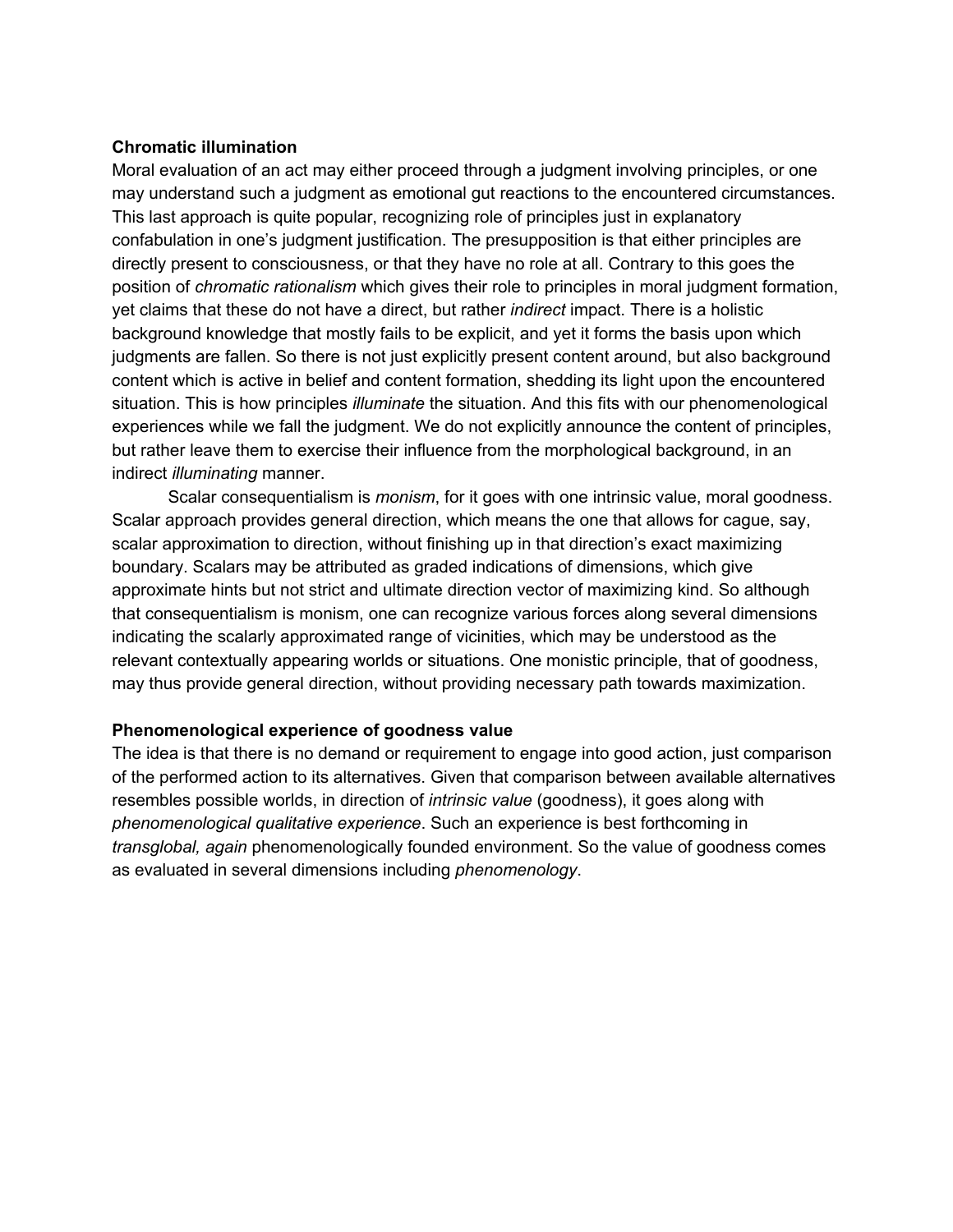**Chromatic illumination**

Moral evaluation of an act may either proceed through a judgment involving principles, or one may understand such a judgment as emotional gut reactions to the encountered circumstances. This last approach is quite popular, recognizing role of principles just in explanatory confabulation in one's judgment justification. The presupposition is that either principles are directly present to consciousness, or that they have no role at all. Contrary to this goes the position of *chromatic rationalism* which gives their role to principles in moral judgment formation, yet claims that these do not have a direct, but rather *indirect* impact. There is a holistic background knowledge that mostly fails to be explicit, and yet it forms the basis upon which judgments are fallen. So there is not just explicitly present content around, but also background content which is active in belief and content formation, shedding its light upon the encountered situation. This is how principles *illuminate* the situation. And this fits with our phenomenological experiences while we fall the judgment. We do not explicitly announce the content of principles, but rather leave them to exercise their influence from the morphological background, in an indirect *illuminating* manner.

Scalar consequentialism is *monism*, for it goes with one intrinsic value, moral goodness. Scalar approach provides general direction, which means the one that allows for cague, say, scalar approximation to direction, without finishing up in that direction's exact maximizing boundary. Scalars may be attributed as graded indications of dimensions, which give approximate hints but not strict and ultimate direction vector of maximizing kind. So although that consequentialism is monism, one can recognize various forces along several dimensions indicating the scalarly approximated range of vicinities, which may be understood as the relevant contextually appearing worlds or situations. One monistic principle, that of goodness, may thus provide general direction, without providing necessary path towards maximization.

**Phenomenological experience of goodness value**

The idea is that there is no demand or requirement to engage into good action, just comparison of the performed action to its alternatives. Given that comparison between available alternatives resembles possible worlds, in direction of *intrinsic value* (goodness), it goes along with *phenomenological qualitative experience*. Such an experience is best forthcoming in *transglobal, again* phenomenologically founded environment. So the value of goodness comes as evaluated in several dimensions including *phenomenology*.